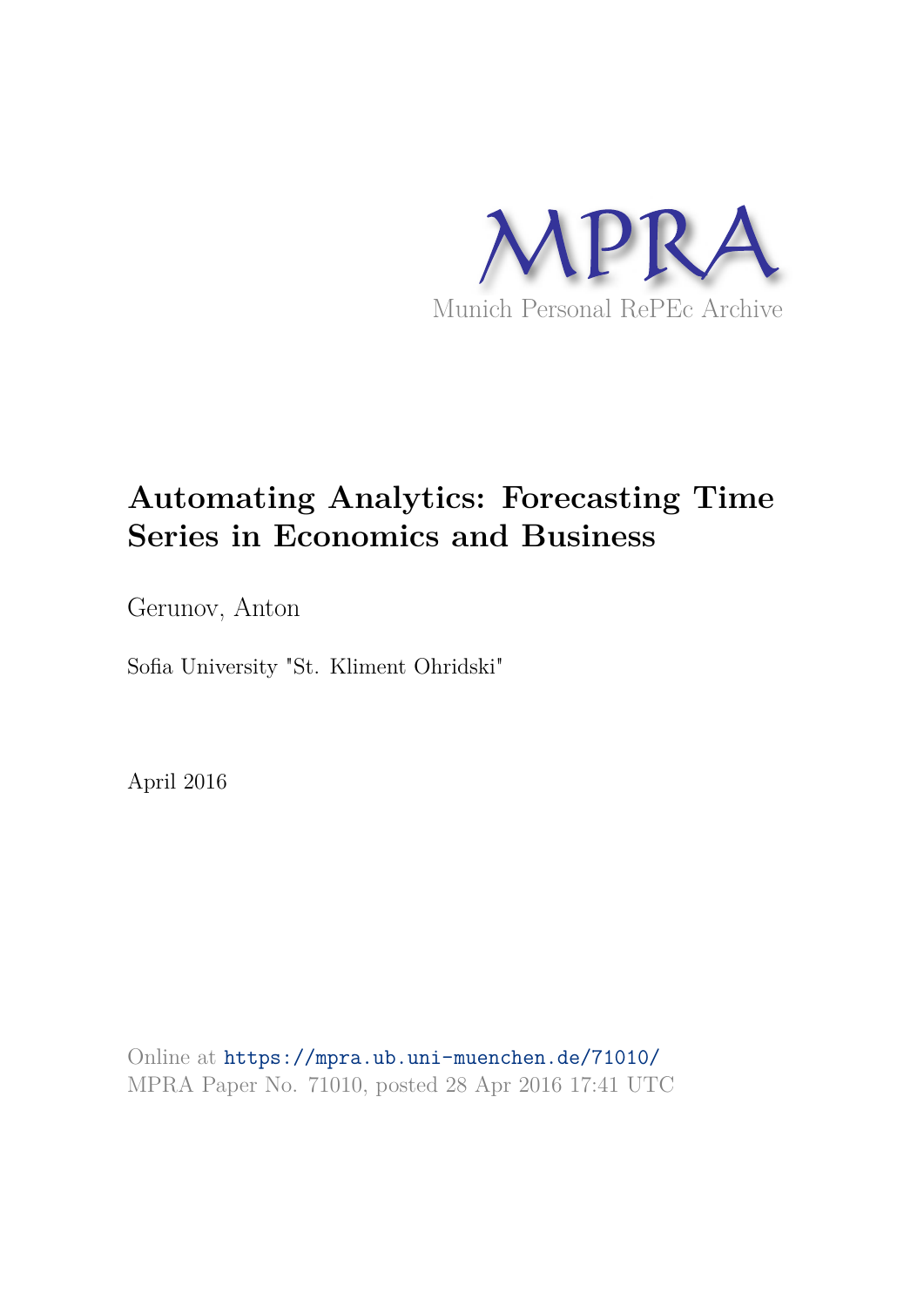MPRA

Munich Personal RePEc Archive

# Automating Analytics: Forecasting Time Series in Economics and Business

Gerunov, Anton

Sofia University "St. Kliment Ohridski"

April 2016

Online at https://mpra.ub.uni-muenchen.de/71010/
MPRA Paper No. 71010, posted 28 Apr 2016 17:41 UTC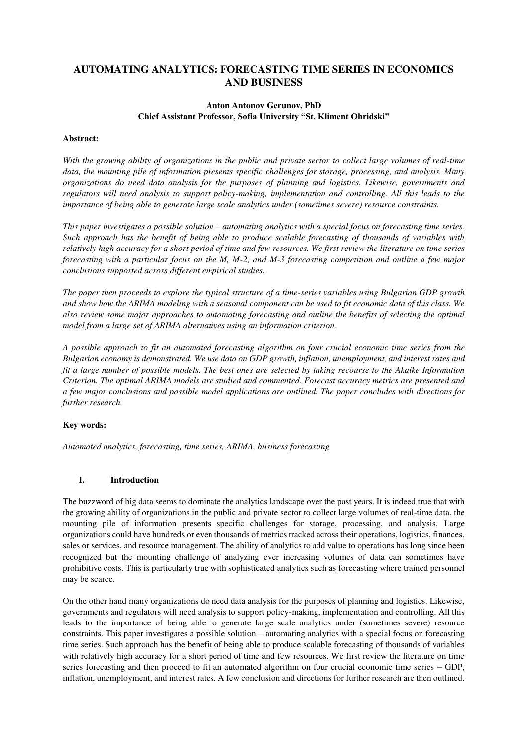# AUTOMATING ANALYTICS: FORECASTING TIME SERIES IN ECONOMICS AND BUSINESS

**Anton Antonov Gerunov, PhD**
**Chief Assistant Professor, Sofia University "St. Kliment Ohridski"**

**Abstract:**

*With the growing ability of organizations in the public and private sector to collect large volumes of real-time data, the mounting pile of information presents specific challenges for storage, processing, and analysis. Many organizations do need data analysis for the purposes of planning and logistics. Likewise, governments and regulators will need analysis to support policy-making, implementation and controlling. All this leads to the importance of being able to generate large scale analytics under (sometimes severe) resource constraints.*

*This paper investigates a possible solution – automating analytics with a special focus on forecasting time series. Such approach has the benefit of being able to produce scalable forecasting of thousands of variables with relatively high accuracy for a short period of time and few resources. We first review the literature on time series forecasting with a particular focus on the M, M-2, and M-3 forecasting competition and outline a few major conclusions supported across different empirical studies.*

*The paper then proceeds to explore the typical structure of a time-series variables using Bulgarian GDP growth and show how the ARIMA modeling with a seasonal component can be used to fit economic data of this class. We also review some major approaches to automating forecasting and outline the benefits of selecting the optimal model from a large set of ARIMA alternatives using an information criterion.*

*A possible approach to fit an automated forecasting algorithm on four crucial economic time series from the Bulgarian economy is demonstrated. We use data on GDP growth, inflation, unemployment, and interest rates and fit a large number of possible models. The best ones are selected by taking recourse to the Akaike Information Criterion. The optimal ARIMA models are studied and commented. Forecast accuracy metrics are presented and a few major conclusions and possible model applications are outlined. The paper concludes with directions for further research.*

**Key words:**

*Automated analytics, forecasting, time series, ARIMA, business forecasting*

## I. Introduction

The buzzword of big data seems to dominate the analytics landscape over the past years. It is indeed true that with the growing ability of organizations in the public and private sector to collect large volumes of real-time data, the mounting pile of information presents specific challenges for storage, processing, and analysis. Large organizations could have hundreds or even thousands of metrics tracked across their operations, logistics, finances, sales or services, and resource management. The ability of analytics to add value to operations has long since been recognized but the mounting challenge of analyzing ever increasing volumes of data can sometimes have prohibitive costs. This is particularly true with sophisticated analytics such as forecasting where trained personnel may be scarce.

On the other hand many organizations do need data analysis for the purposes of planning and logistics. Likewise, governments and regulators will need analysis to support policy-making, implementation and controlling. All this leads to the importance of being able to generate large scale analytics under (sometimes severe) resource constraints. This paper investigates a possible solution – automating analytics with a special focus on forecasting time series. Such approach has the benefit of being able to produce scalable forecasting of thousands of variables with relatively high accuracy for a short period of time and few resources. We first review the literature on time series forecasting and then proceed to fit an automated algorithm on four crucial economic time series – GDP, inflation, unemployment, and interest rates. A few conclusion and directions for further research are then outlined.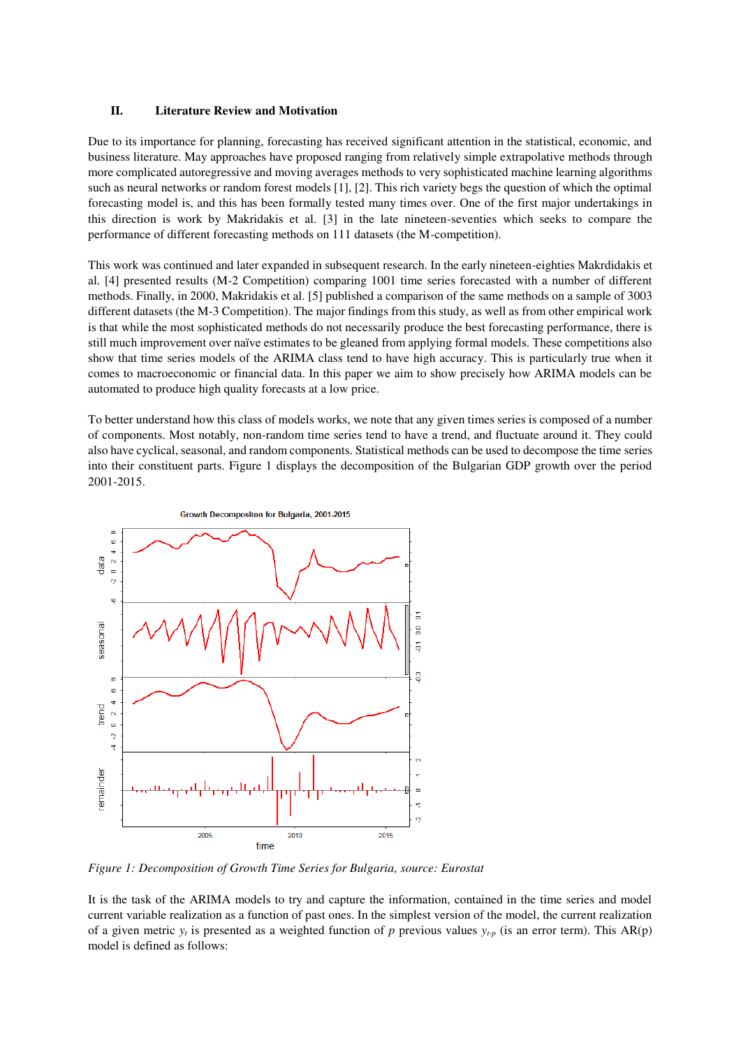## II. Literature Review and Motivation

Due to its importance for planning, forecasting has received significant attention in the statistical, economic, and business literature. May approaches have proposed ranging from relatively simple extrapolative methods through more complicated autoregressive and moving averages methods to very sophisticated machine learning algorithms such as neural networks or random forest models [1], [2]. This rich variety begs the question of which the optimal forecasting model is, and this has been formally tested many times over. One of the first major undertakings in this direction is work by Makridakis et al. [3] in the late nineteen-seventies which seeks to compare the performance of different forecasting methods on 111 datasets (the M-competition).

This work was continued and later expanded in subsequent research. In the early nineteen-eighties Makrdidakis et al. [4] presented results (M-2 Competition) comparing 1001 time series forecasted with a number of different methods. Finally, in 2000, Makridakis et al. [5] published a comparison of the same methods on a sample of 3003 different datasets (the M-3 Competition). The major findings from this study, as well as from other empirical work is that while the most sophisticated methods do not necessarily produce the best forecasting performance, there is still much improvement over naïve estimates to be gleaned from applying formal models. These competitions also show that time series models of the ARIMA class tend to have high accuracy. This is particularly true when it comes to macroeconomic or financial data. In this paper we aim to show precisely how ARIMA models can be automated to produce high quality forecasts at a low price.

To better understand how this class of models works, we note that any given times series is composed of a number of components. Most notably, non-random time series tend to have a trend, and fluctuate around it. They could also have cyclical, seasonal, and random components. Statistical methods can be used to decompose the time series into their constituent parts. Figure 1 displays the decomposition of the Bulgarian GDP growth over the period 2001-2015.

Growth Decompositon for Bulgaria, 2001-2015

data
seasonal
trend
remainder
time
2005
2010
2015

*Figure 1: Decomposition of Growth Time Series for Bulgaria, source: Eurostat*

It is the task of the ARIMA models to try and capture the information, contained in the time series and model current variable realization as a function of past ones. In the simplest version of the model, the current realization of a given metric $y_t$ is presented as a weighted function of $p$ previous values $y_{t-p}$ (is an error term). This AR(p) model is defined as follows: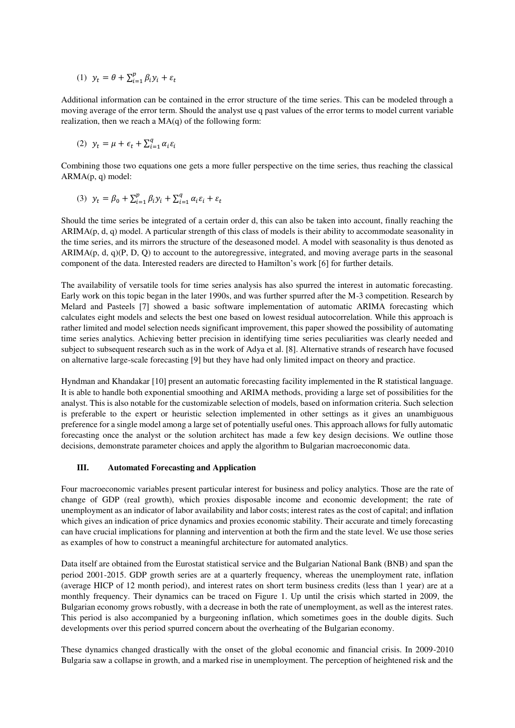(1) $y_t = \theta + \sum_{i=1}^{p} \beta_i y_i + \varepsilon_t$

Additional information can be contained in the error structure of the time series. This can be modeled through a moving average of the error term. Should the analyst use q past values of the error terms to model current variable realization, then we reach a MA(q) of the following form:

(2) $y_t = \mu + \epsilon_t + \sum_{i=1}^{q} \alpha_i \varepsilon_i$

Combining those two equations one gets a more fuller perspective on the time series, thus reaching the classical ARMA(p, q) model:

(3) $y_t = \beta_0 + \sum_{i=1}^{p} \beta_i y_i + \sum_{i=1}^{q} \alpha_i \varepsilon_i + \varepsilon_t$

Should the time series be integrated of a certain order d, this can also be taken into account, finally reaching the ARIMA(p, d, q) model. A particular strength of this class of models is their ability to accommodate seasonality in the time series, and its mirrors the structure of the deseasoned model. A model with seasonality is thus denoted as ARIMA(p, d, q)(P, D, Q) to account to the autoregressive, integrated, and moving average parts in the seasonal component of the data. Interested readers are directed to Hamilton's work [6] for further details.

The availability of versatile tools for time series analysis has also spurred the interest in automatic forecasting. Early work on this topic began in the later 1990s, and was further spurred after the M-3 competition. Research by Melard and Pasteels [7] showed a basic software implementation of automatic ARIMA forecasting which calculates eight models and selects the best one based on lowest residual autocorrelation. While this approach is rather limited and model selection needs significant improvement, this paper showed the possibility of automating time series analytics. Achieving better precision in identifying time series peculiarities was clearly needed and subject to subsequent research such as in the work of Adya et al. [8]. Alternative strands of research have focused on alternative large-scale forecasting [9] but they have had only limited impact on theory and practice.

Hyndman and Khandakar [10] present an automatic forecasting facility implemented in the R statistical language. It is able to handle both exponential smoothing and ARIMA methods, providing a large set of possibilities for the analyst. This is also notable for the customizable selection of models, based on information criteria. Such selection is preferable to the expert or heuristic selection implemented in other settings as it gives an unambiguous preference for a single model among a large set of potentially useful ones. This approach allows for fully automatic forecasting once the analyst or the solution architect has made a few key design decisions. We outline those decisions, demonstrate parameter choices and apply the algorithm to Bulgarian macroeconomic data.

## III. Automated Forecasting and Application

Four macroeconomic variables present particular interest for business and policy analytics. Those are the rate of change of GDP (real growth), which proxies disposable income and economic development; the rate of unemployment as an indicator of labor availability and labor costs; interest rates as the cost of capital; and inflation which gives an indication of price dynamics and proxies economic stability. Their accurate and timely forecasting can have crucial implications for planning and intervention at both the firm and the state level. We use those series as examples of how to construct a meaningful architecture for automated analytics.

Data itself are obtained from the Eurostat statistical service and the Bulgarian National Bank (BNB) and span the period 2001-2015. GDP growth series are at a quarterly frequency, whereas the unemployment rate, inflation (average HICP of 12 month period), and interest rates on short term business credits (less than 1 year) are at a monthly frequency. Their dynamics can be traced on Figure 1. Up until the crisis which started in 2009, the Bulgarian economy grows robustly, with a decrease in both the rate of unemployment, as well as the interest rates. This period is also accompanied by a burgeoning inflation, which sometimes goes in the double digits. Such developments over this period spurred concern about the overheating of the Bulgarian economy.

These dynamics changed drastically with the onset of the global economic and financial crisis. In 2009-2010 Bulgaria saw a collapse in growth, and a marked rise in unemployment. The perception of heightened risk and the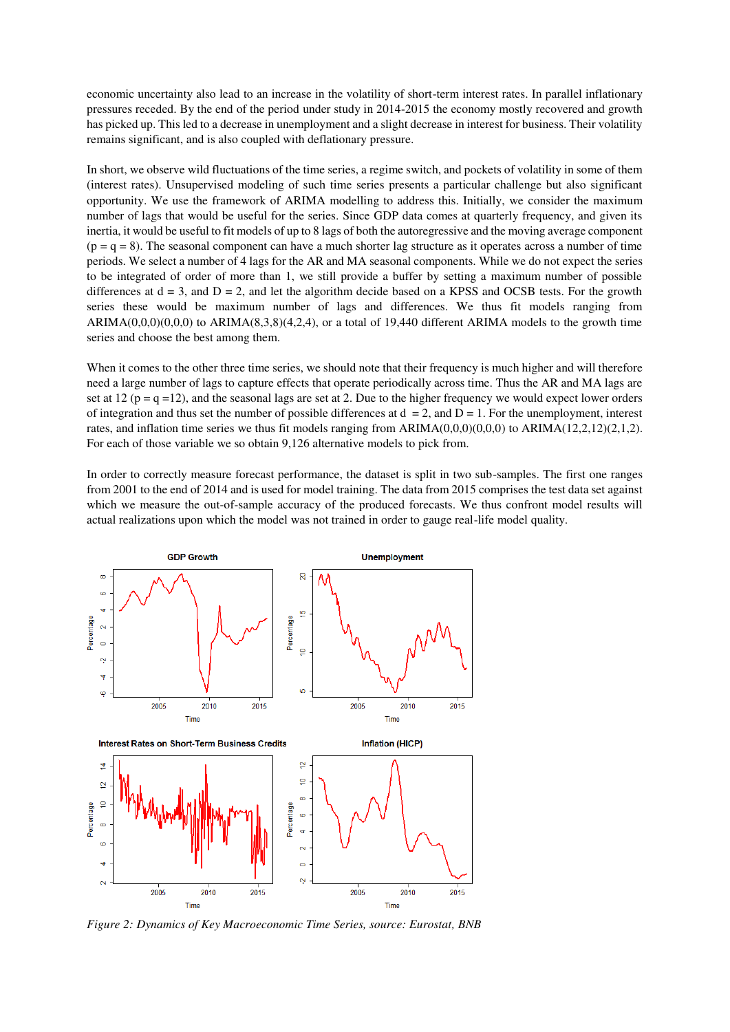economic uncertainty also lead to an increase in the volatility of short-term interest rates. In parallel inflationary pressures receded. By the end of the period under study in 2014-2015 the economy mostly recovered and growth has picked up. This led to a decrease in unemployment and a slight decrease in interest for business. Their volatility remains significant, and is also coupled with deflationary pressure.

In short, we observe wild fluctuations of the time series, a regime switch, and pockets of volatility in some of them (interest rates). Unsupervised modeling of such time series presents a particular challenge but also significant opportunity. We use the framework of ARIMA modelling to address this. Initially, we consider the maximum number of lags that would be useful for the series. Since GDP data comes at quarterly frequency, and given its inertia, it would be useful to fit models of up to 8 lags of both the autoregressive and the moving average component ($p = q = 8$). The seasonal component can have a much shorter lag structure as it operates across a number of time periods. We select a number of 4 lags for the AR and MA seasonal components. While we do not expect the series to be integrated of order of more than 1, we still provide a buffer by setting a maximum number of possible differences at $d = 3$, and $D = 2$, and let the algorithm decide based on a KPSS and OCSB tests. For the growth series these would be maximum number of lags and differences. We thus fit models ranging from ARIMA(0,0,0)(0,0,0) to ARIMA(8,3,8)(4,2,4), or a total of 19,440 different ARIMA models to the growth time series and choose the best among them.

When it comes to the other three time series, we should note that their frequency is much higher and will therefore need a large number of lags to capture effects that operate periodically across time. Thus the AR and MA lags are set at 12 ($p = q = 12$), and the seasonal lags are set at 2. Due to the higher frequency we would expect lower orders of integration and thus set the number of possible differences at $d = 2$, and $D = 1$. For the unemployment, interest rates, and inflation time series we thus fit models ranging from ARIMA(0,0,0)(0,0,0) to ARIMA(12,2,12)(2,1,2). For each of those variable we so obtain 9,126 alternative models to pick from.

In order to correctly measure forecast performance, the dataset is split in two sub-samples. The first one ranges from 2001 to the end of 2014 and is used for model training. The data from 2015 comprises the test data set against which we measure the out-of-sample accuracy of the produced forecasts. We thus confront model results will actual realizations upon which the model was not trained in order to gauge real-life model quality.

GDP Growth

Percentage

Time

Unemployment

Percentage

Time

Interest Rates on Short-Term Business Credits

Percentage

Time

Inflation (HICP)

Percentage

Time

*Figure 2: Dynamics of Key Macroeconomic Time Series, source: Eurostat, BNB*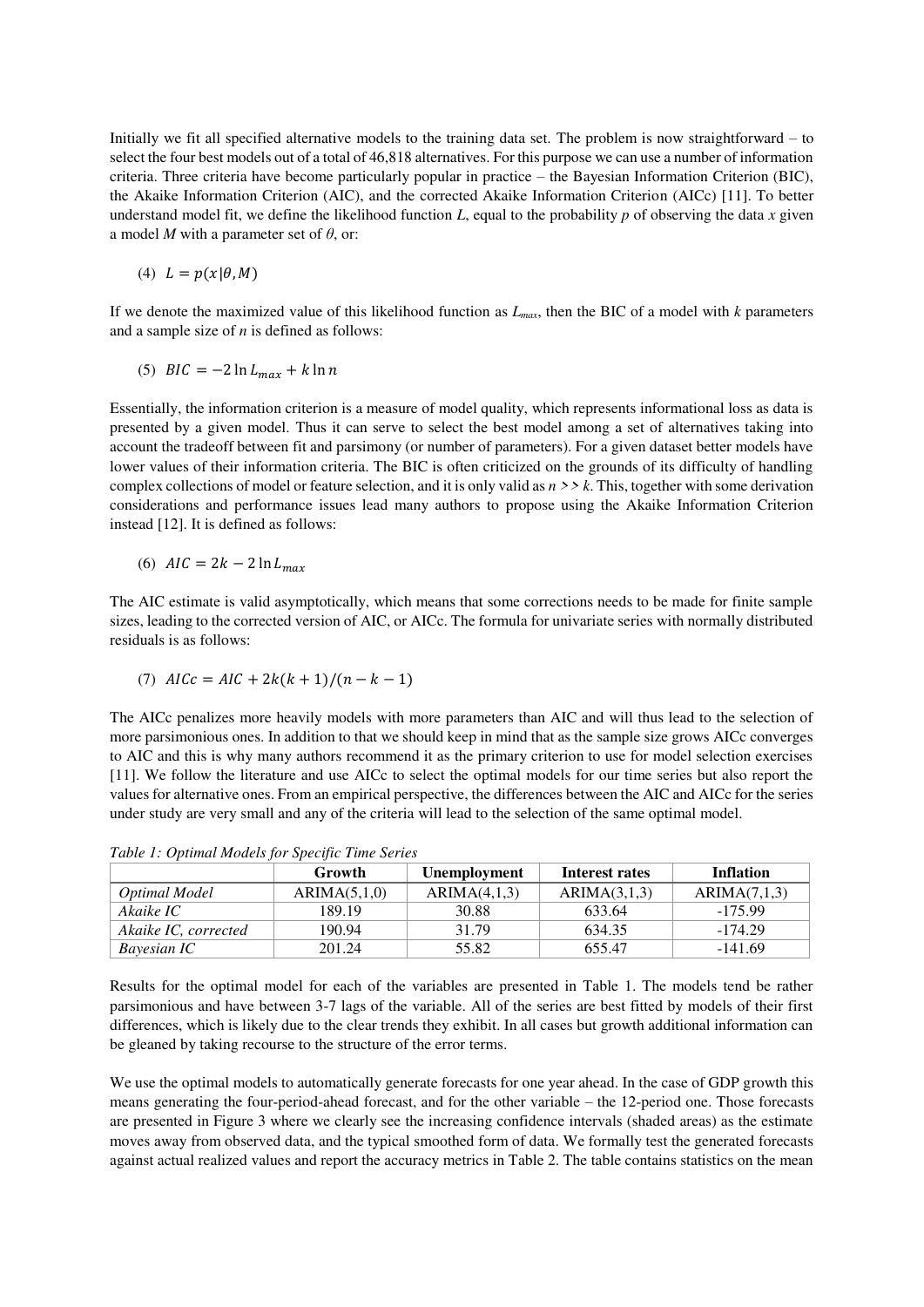Initially we fit all specified alternative models to the training data set. The problem is now straightforward – to select the four best models out of a total of 46,818 alternatives. For this purpose we can use a number of information criteria. Three criteria have become particularly popular in practice – the Bayesian Information Criterion (BIC), the Akaike Information Criterion (AIC), and the corrected Akaike Information Criterion (AICc) [11]. To better understand model fit, we define the likelihood function *L*, equal to the probability *p* of observing the data *x* given a model *M* with a parameter set of *θ*, or:

$$(4)\quad L = p(x|\theta, M)$$

If we denote the maximized value of this likelihood function as $L_{max}$, then the BIC of a model with *k* parameters and a sample size of *n* is defined as follows:

$$(5)\quad BIC = -2\ln L_{max} + k\ln n$$

Essentially, the information criterion is a measure of model quality, which represents informational loss as data is presented by a given model. Thus it can serve to select the best model among a set of alternatives taking into account the tradeoff between fit and parsimony (or number of parameters). For a given dataset better models have lower values of their information criteria. The BIC is often criticized on the grounds of its difficulty of handling complex collections of model or feature selection, and it is only valid as $n >> k$. This, together with some derivation considerations and performance issues lead many authors to propose using the Akaike Information Criterion instead [12]. It is defined as follows:

$$(6)\quad AIC = 2k - 2\ln L_{max}$$

The AIC estimate is valid asymptotically, which means that some corrections needs to be made for finite sample sizes, leading to the corrected version of AIC, or AICc. The formula for univariate series with normally distributed residuals is as follows:

$$(7)\quad AICc = AIC + 2k(k+1)/(n-k-1)$$

The AICc penalizes more heavily models with more parameters than AIC and will thus lead to the selection of more parsimonious ones. In addition to that we should keep in mind that as the sample size grows AICc converges to AIC and this is why many authors recommend it as the primary criterion to use for model selection exercises [11]. We follow the literature and use AICc to select the optimal models for our time series but also report the values for alternative ones. From an empirical perspective, the differences between the AIC and AICc for the series under study are very small and any of the criteria will lead to the selection of the same optimal model.

*Table 1: Optimal Models for Specific Time Series*

| | Growth | Unemployment | Interest rates | Inflation |
|---|---|---|---|---|
| *Optimal Model* | ARIMA(5,1,0) | ARIMA(4,1,3) | ARIMA(3,1,3) | ARIMA(7,1,3) |
| *Akaike IC* | 189.19 | 30.88 | 633.64 | -175.99 |
| *Akaike IC, corrected* | 190.94 | 31.79 | 634.35 | -174.29 |
| *Bayesian IC* | 201.24 | 55.82 | 655.47 | -141.69 |

Results for the optimal model for each of the variables are presented in Table 1. The models tend be rather parsimonious and have between 3-7 lags of the variable. All of the series are best fitted by models of their first differences, which is likely due to the clear trends they exhibit. In all cases but growth additional information can be gleaned by taking recourse to the structure of the error terms.

We use the optimal models to automatically generate forecasts for one year ahead. In the case of GDP growth this means generating the four-period-ahead forecast, and for the other variable – the 12-period one. Those forecasts are presented in Figure 3 where we clearly see the increasing confidence intervals (shaded areas) as the estimate moves away from observed data, and the typical smoothed form of data. We formally test the generated forecasts against actual realized values and report the accuracy metrics in Table 2. The table contains statistics on the mean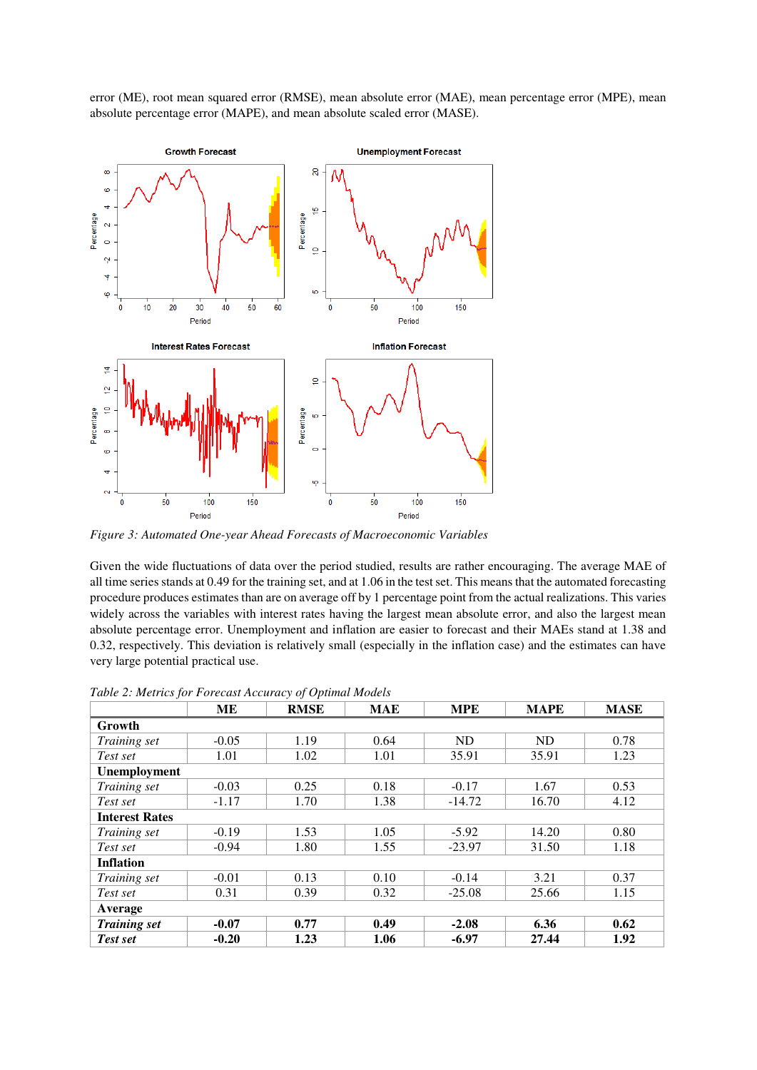error (ME), root mean squared error (RMSE), mean absolute error (MAE), mean percentage error (MPE), mean absolute percentage error (MAPE), and mean absolute scaled error (MASE).

Growth Forecast

Percentage

Period

Unemployment Forecast

Percentage

Period

Interest Rates Forecast

Percentage

Period

Inflation Forecast

Percentage

Period

*Figure 3: Automated One-year Ahead Forecasts of Macroeconomic Variables*

Given the wide fluctuations of data over the period studied, results are rather encouraging. The average MAE of all time series stands at 0.49 for the training set, and at 1.06 in the test set. This means that the automated forecasting procedure produces estimates than are on average off by 1 percentage point from the actual realizations. This varies widely across the variables with interest rates having the largest mean absolute error, and also the largest mean absolute percentage error. Unemployment and inflation are easier to forecast and their MAEs stand at 1.38 and 0.32, respectively. This deviation is relatively small (especially in the inflation case) and the estimates can have very large potential practical use.

*Table 2: Metrics for Forecast Accuracy of Optimal Models*

| | ME | RMSE | MAE | MPE | MAPE | MASE |
|---|---|---|---|---|---|---|
| **Growth** | | | | | | |
| *Training set* | -0.05 | 1.19 | 0.64 | ND | ND | 0.78 |
| *Test set* | 1.01 | 1.02 | 1.01 | 35.91 | 35.91 | 1.23 |
| **Unemployment** | | | | | | |
| *Training set* | -0.03 | 0.25 | 0.18 | -0.17 | 1.67 | 0.53 |
| *Test set* | -1.17 | 1.70 | 1.38 | -14.72 | 16.70 | 4.12 |
| **Interest Rates** | | | | | | |
| *Training set* | -0.19 | 1.53 | 1.05 | -5.92 | 14.20 | 0.80 |
| *Test set* | -0.94 | 1.80 | 1.55 | -23.97 | 31.50 | 1.18 |
| **Inflation** | | | | | | |
| *Training set* | -0.01 | 0.13 | 0.10 | -0.14 | 3.21 | 0.37 |
| *Test set* | 0.31 | 0.39 | 0.32 | -25.08 | 25.66 | 1.15 |
| **Average** | | | | | | |
| ***Training set*** | **-0.07** | **0.77** | **0.49** | **-2.08** | **6.36** | **0.62** |
| ***Test set*** | **-0.20** | **1.23** | **1.06** | **-6.97** | **27.44** | **1.92** |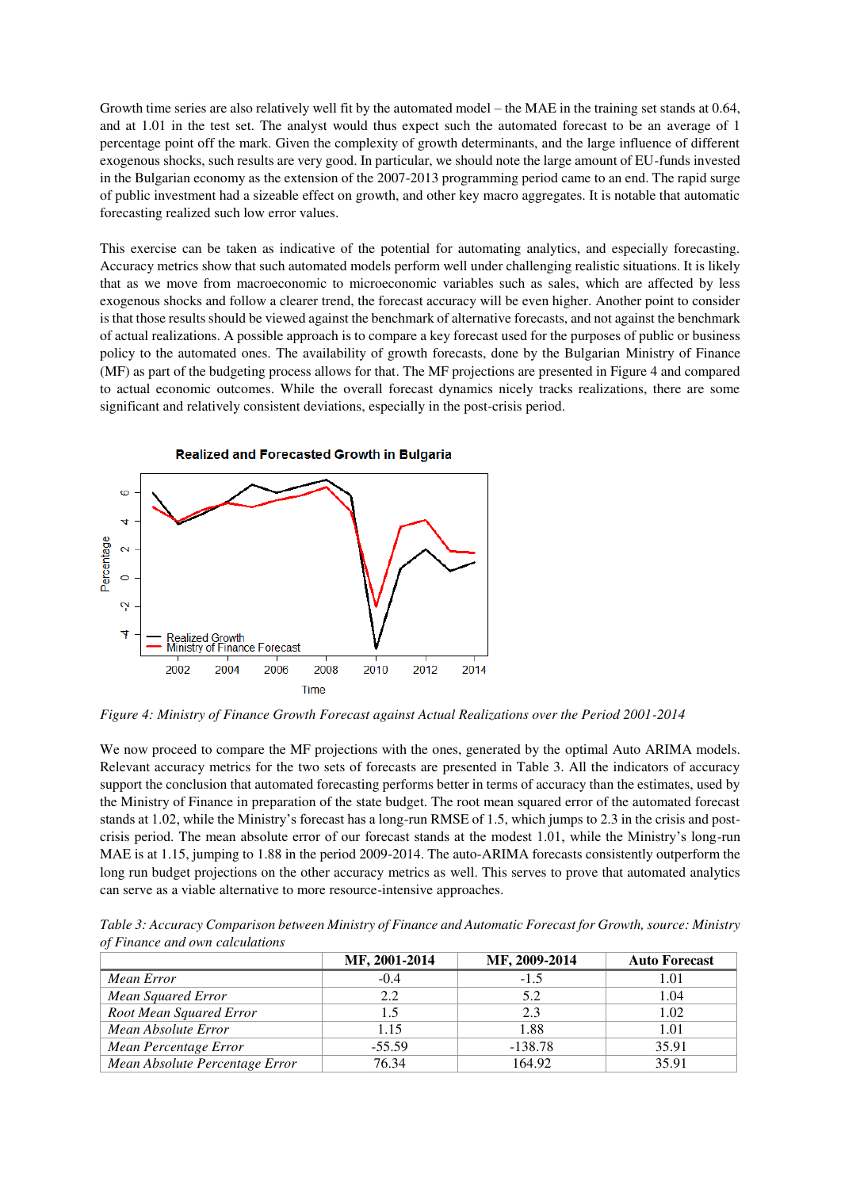Growth time series are also relatively well fit by the automated model – the MAE in the training set stands at 0.64, and at 1.01 in the test set. The analyst would thus expect such the automated forecast to be an average of 1 percentage point off the mark. Given the complexity of growth determinants, and the large influence of different exogenous shocks, such results are very good. In particular, we should note the large amount of EU-funds invested in the Bulgarian economy as the extension of the 2007-2013 programming period came to an end. The rapid surge of public investment had a sizeable effect on growth, and other key macro aggregates. It is notable that automatic forecasting realized such low error values.

This exercise can be taken as indicative of the potential for automating analytics, and especially forecasting. Accuracy metrics show that such automated models perform well under challenging realistic situations. It is likely that as we move from macroeconomic to microeconomic variables such as sales, which are affected by less exogenous shocks and follow a clearer trend, the forecast accuracy will be even higher. Another point to consider is that those results should be viewed against the benchmark of alternative forecasts, and not against the benchmark of actual realizations. A possible approach is to compare a key forecast used for the purposes of public or business policy to the automated ones. The availability of growth forecasts, done by the Bulgarian Ministry of Finance (MF) as part of the budgeting process allows for that. The MF projections are presented in Figure 4 and compared to actual economic outcomes. While the overall forecast dynamics nicely tracks realizations, there are some significant and relatively consistent deviations, especially in the post-crisis period.

Realized and Forecasted Growth in Bulgaria

Percentage

-4
-2
0
2
4
6

2002
2004
2006
2008
2010
2012
2014

Time

Realized Growth
Ministry of Finance Forecast

*Figure 4: Ministry of Finance Growth Forecast against Actual Realizations over the Period 2001-2014*

We now proceed to compare the MF projections with the ones, generated by the optimal Auto ARIMA models. Relevant accuracy metrics for the two sets of forecasts are presented in Table 3. All the indicators of accuracy support the conclusion that automated forecasting performs better in terms of accuracy than the estimates, used by the Ministry of Finance in preparation of the state budget. The root mean squared error of the automated forecast stands at 1.02, while the Ministry's forecast has a long-run RMSE of 1.5, which jumps to 2.3 in the crisis and post-crisis period. The mean absolute error of our forecast stands at the modest 1.01, while the Ministry's long-run MAE is at 1.15, jumping to 1.88 in the period 2009-2014. The auto-ARIMA forecasts consistently outperform the long run budget projections on the other accuracy metrics as well. This serves to prove that automated analytics can serve as a viable alternative to more resource-intensive approaches.

*Table 3: Accuracy Comparison between Ministry of Finance and Automatic Forecast for Growth, source: Ministry of Finance and own calculations*

| | MF, 2001-2014 | MF, 2009-2014 | Auto Forecast |
|---|---|---|---|
| *Mean Error* | -0.4 | -1.5 | 1.01 |
| *Mean Squared Error* | 2.2 | 5.2 | 1.04 |
| *Root Mean Squared Error* | 1.5 | 2.3 | 1.02 |
| *Mean Absolute Error* | 1.15 | 1.88 | 1.01 |
| *Mean Percentage Error* | -55.59 | -138.78 | 35.91 |
| *Mean Absolute Percentage Error* | 76.34 | 164.92 | 35.91 |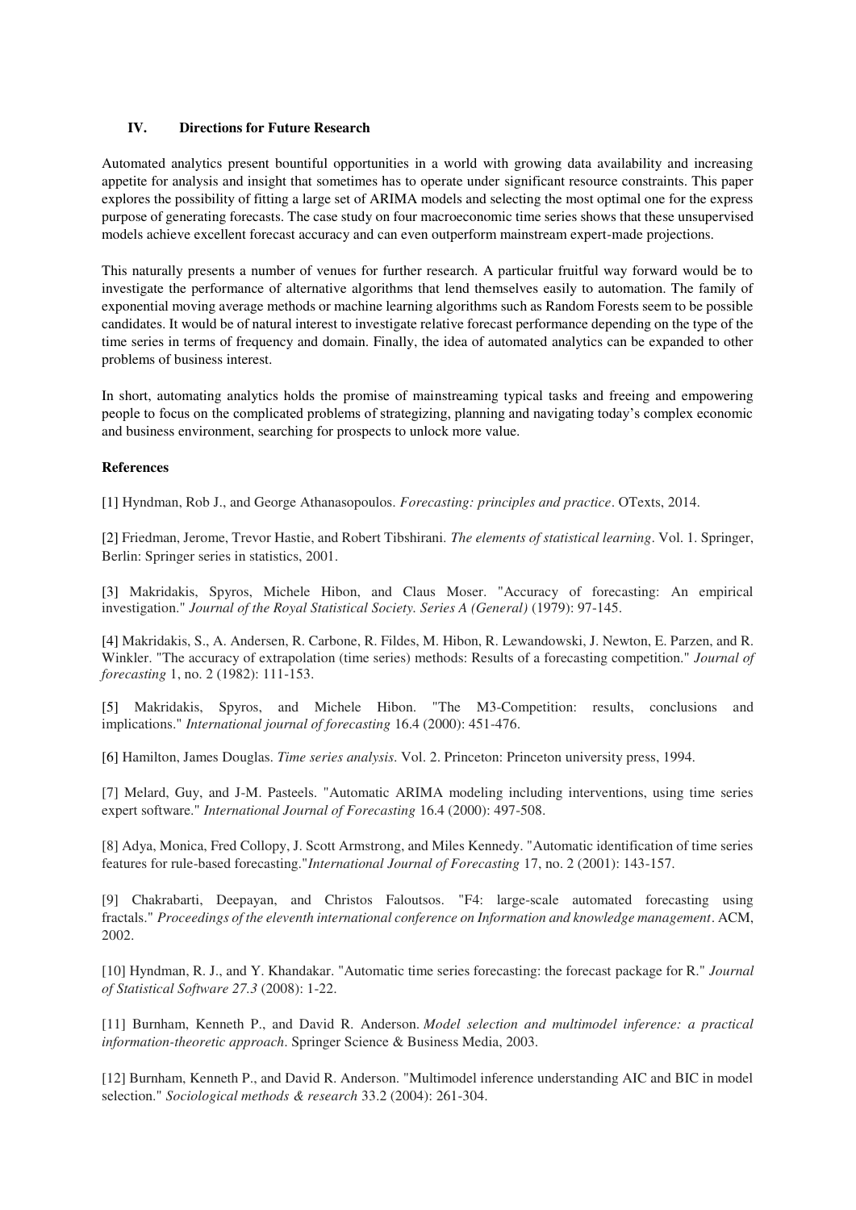## IV. Directions for Future Research

Automated analytics present bountiful opportunities in a world with growing data availability and increasing appetite for analysis and insight that sometimes has to operate under significant resource constraints. This paper explores the possibility of fitting a large set of ARIMA models and selecting the most optimal one for the express purpose of generating forecasts. The case study on four macroeconomic time series shows that these unsupervised models achieve excellent forecast accuracy and can even outperform mainstream expert-made projections.

This naturally presents a number of venues for further research. A particular fruitful way forward would be to investigate the performance of alternative algorithms that lend themselves easily to automation. The family of exponential moving average methods or machine learning algorithms such as Random Forests seem to be possible candidates. It would be of natural interest to investigate relative forecast performance depending on the type of the time series in terms of frequency and domain. Finally, the idea of automated analytics can be expanded to other problems of business interest.

In short, automating analytics holds the promise of mainstreaming typical tasks and freeing and empowering people to focus on the complicated problems of strategizing, planning and navigating today's complex economic and business environment, searching for prospects to unlock more value.

**References**

[1] Hyndman, Rob J., and George Athanasopoulos. *Forecasting: principles and practice*. OTexts, 2014.

[2] Friedman, Jerome, Trevor Hastie, and Robert Tibshirani. *The elements of statistical learning*. Vol. 1. Springer, Berlin: Springer series in statistics, 2001.

[3] Makridakis, Spyros, Michele Hibon, and Claus Moser. "Accuracy of forecasting: An empirical investigation." *Journal of the Royal Statistical Society. Series A (General)* (1979): 97-145.

[4] Makridakis, S., A. Andersen, R. Carbone, R. Fildes, M. Hibon, R. Lewandowski, J. Newton, E. Parzen, and R. Winkler. "The accuracy of extrapolation (time series) methods: Results of a forecasting competition." *Journal of forecasting* 1, no. 2 (1982): 111-153.

[5] Makridakis, Spyros, and Michele Hibon. "The M3-Competition: results, conclusions and implications." *International journal of forecasting* 16.4 (2000): 451-476.

[6] Hamilton, James Douglas. *Time series analysis*. Vol. 2. Princeton: Princeton university press, 1994.

[7] Melard, Guy, and J-M. Pasteels. "Automatic ARIMA modeling including interventions, using time series expert software." *International Journal of Forecasting* 16.4 (2000): 497-508.

[8] Adya, Monica, Fred Collopy, J. Scott Armstrong, and Miles Kennedy. "Automatic identification of time series features for rule-based forecasting."*International Journal of Forecasting* 17, no. 2 (2001): 143-157.

[9] Chakrabarti, Deepayan, and Christos Faloutsos. "F4: large-scale automated forecasting using fractals." *Proceedings of the eleventh international conference on Information and knowledge management*. ACM, 2002.

[10] Hyndman, R. J., and Y. Khandakar. "Automatic time series forecasting: the forecast package for R." *Journal of Statistical Software 27.3* (2008): 1-22.

[11] Burnham, Kenneth P., and David R. Anderson. *Model selection and multimodel inference: a practical information-theoretic approach*. Springer Science & Business Media, 2003.

[12] Burnham, Kenneth P., and David R. Anderson. "Multimodel inference understanding AIC and BIC in model selection." *Sociological methods & research* 33.2 (2004): 261-304.